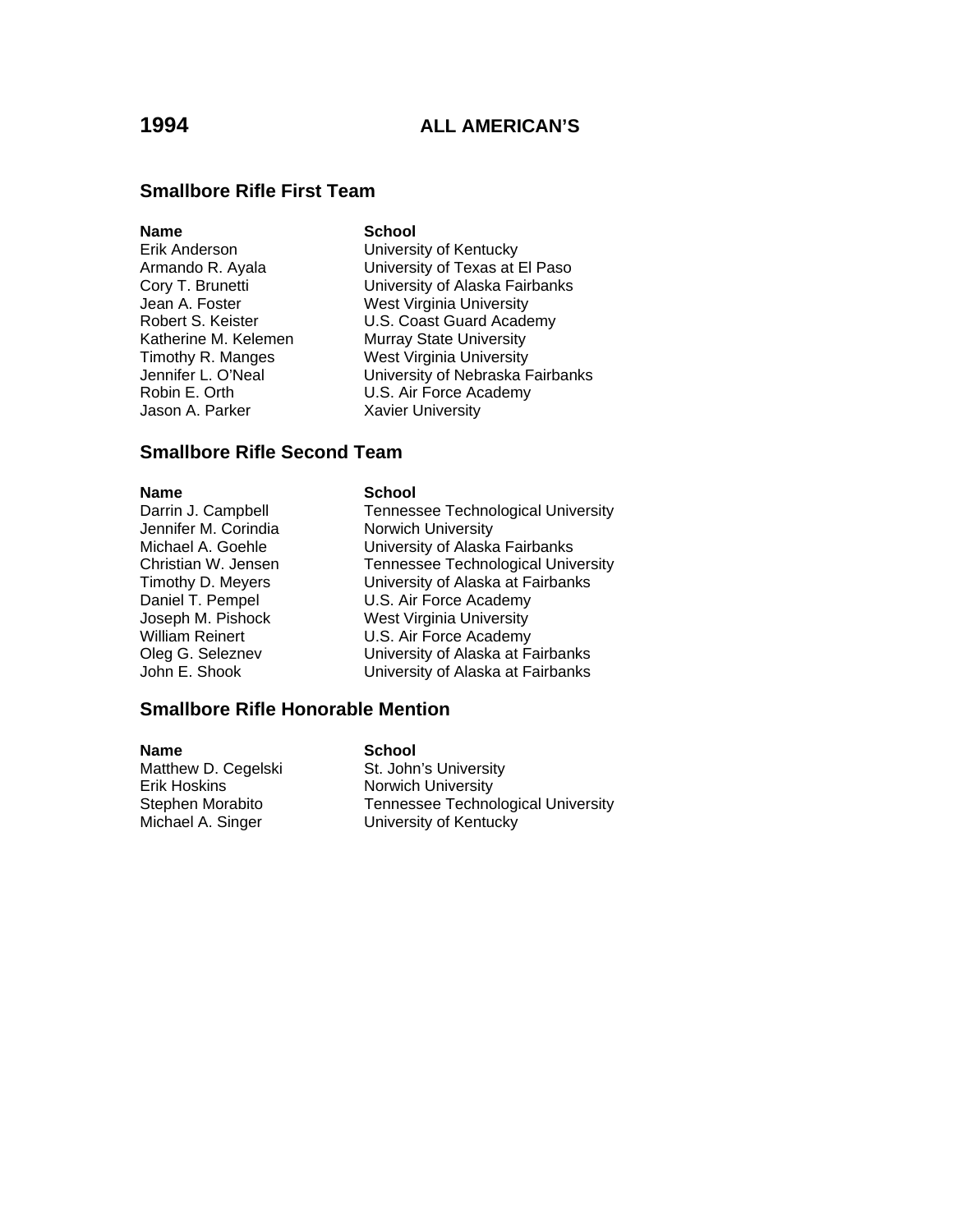# 1994 ALL AMERICAN'S

## Smallbore Rifle First Team

| Name | School |
|---|---|
| Erik Anderson | University of Kentucky |
| Armando R. Ayala | University of Texas at El Paso |
| Cory T. Brunetti | University of Alaska Fairbanks |
| Jean A. Foster | West Virginia University |
| Robert S. Keister | U.S. Coast Guard Academy |
| Katherine M. Kelemen | Murray State University |
| Timothy R. Manges | West Virginia University |
| Jennifer L. O'Neal | University of Nebraska Fairbanks |
| Robin E. Orth | U.S. Air Force Academy |
| Jason A. Parker | Xavier University |

## Smallbore Rifle Second Team

| Name | School |
|---|---|
| Darrin J. Campbell | Tennessee Technological University |
| Jennifer M. Corindia | Norwich University |
| Michael A. Goehle | University of Alaska Fairbanks |
| Christian W. Jensen | Tennessee Technological University |
| Timothy D. Meyers | University of Alaska at Fairbanks |
| Daniel T. Pempel | U.S. Air Force Academy |
| Joseph M. Pishock | West Virginia University |
| William Reinert | U.S. Air Force Academy |
| Oleg G. Seleznev | University of Alaska at Fairbanks |
| John E. Shook | University of Alaska at Fairbanks |

## Smallbore Rifle Honorable Mention

| Name | School |
|---|---|
| Matthew D. Cegelski | St. John's University |
| Erik Hoskins | Norwich University |
| Stephen Morabito | Tennessee Technological University |
| Michael A. Singer | University of Kentucky |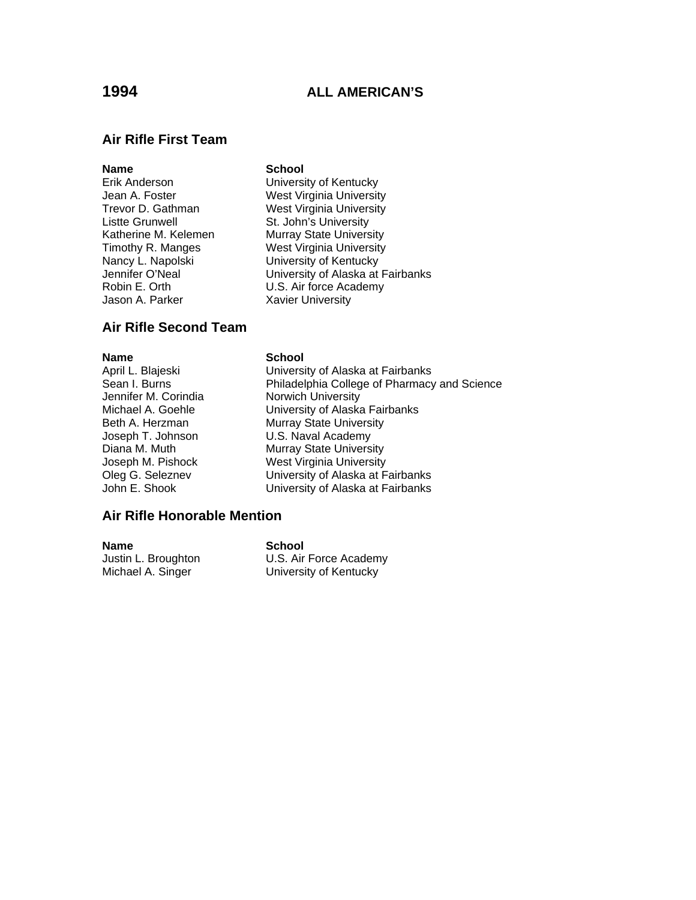# 1994 ALL AMERICAN'S

## Air Rifle First Team

| Name | School |
|---|---|
| Erik Anderson | University of Kentucky |
| Jean A. Foster | West Virginia University |
| Trevor D. Gathman | West Virginia University |
| Listte Grunwell | St. John's University |
| Katherine M. Kelemen | Murray State University |
| Timothy R. Manges | West Virginia University |
| Nancy L. Napolski | University of Kentucky |
| Jennifer O'Neal | University of Alaska at Fairbanks |
| Robin E. Orth | U.S. Air force Academy |
| Jason A. Parker | Xavier University |

## Air Rifle Second Team

| Name | School |
|---|---|
| April L. Blajeski | University of Alaska at Fairbanks |
| Sean I. Burns | Philadelphia College of Pharmacy and Science |
| Jennifer M. Corindia | Norwich University |
| Michael A. Goehle | University of Alaska Fairbanks |
| Beth A. Herzman | Murray State University |
| Joseph T. Johnson | U.S. Naval Academy |
| Diana M. Muth | Murray State University |
| Joseph M. Pishock | West Virginia University |
| Oleg G. Seleznev | University of Alaska at Fairbanks |
| John E. Shook | University of Alaska at Fairbanks |

## Air Rifle Honorable Mention

| Name | School |
|---|---|
| Justin L. Broughton | U.S. Air Force Academy |
| Michael A. Singer | University of Kentucky |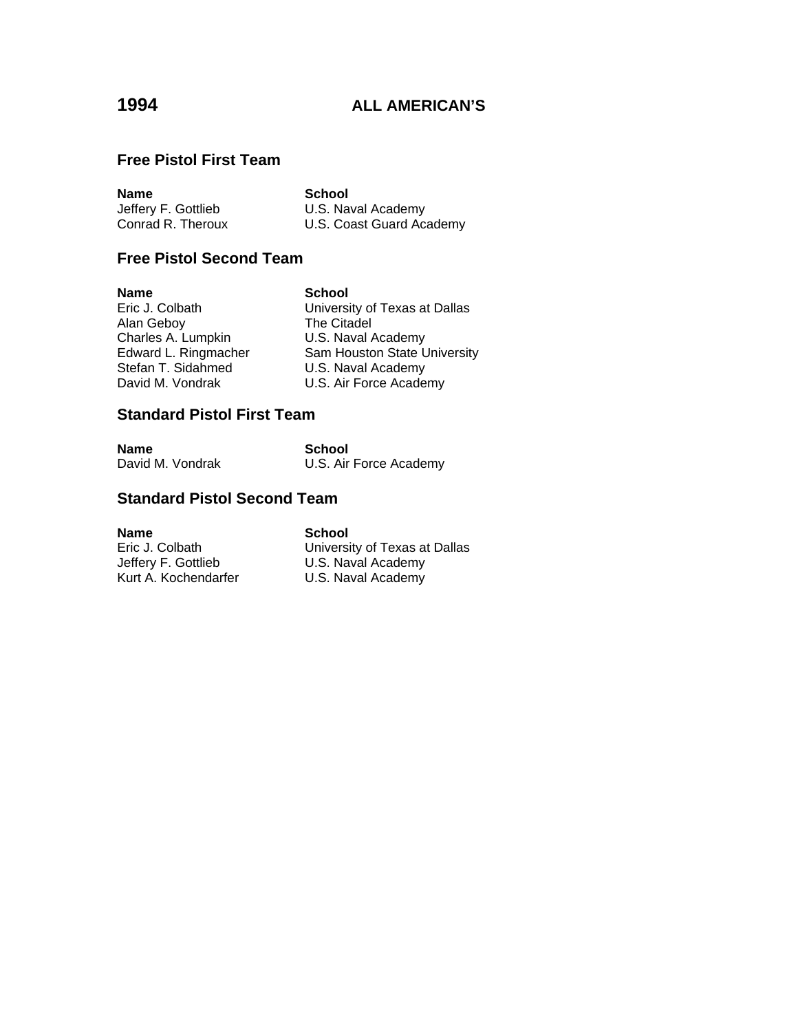# 1994 ALL AMERICAN'S

## Free Pistol First Team

| Name | School |
|---|---|
| Jeffery F. Gottlieb | U.S. Naval Academy |
| Conrad R. Theroux | U.S. Coast Guard Academy |

## Free Pistol Second Team

| Name | School |
|---|---|
| Eric J. Colbath | University of Texas at Dallas |
| Alan Geboy | The Citadel |
| Charles A. Lumpkin | U.S. Naval Academy |
| Edward L. Ringmacher | Sam Houston State University |
| Stefan T. Sidahmed | U.S. Naval Academy |
| David M. Vondrak | U.S. Air Force Academy |

## Standard Pistol First Team

| Name | School |
|---|---|
| David M. Vondrak | U.S. Air Force Academy |

## Standard Pistol Second Team

| Name | School |
|---|---|
| Eric J. Colbath | University of Texas at Dallas |
| Jeffery F. Gottlieb | U.S. Naval Academy |
| Kurt A. Kochendarfer | U.S. Naval Academy |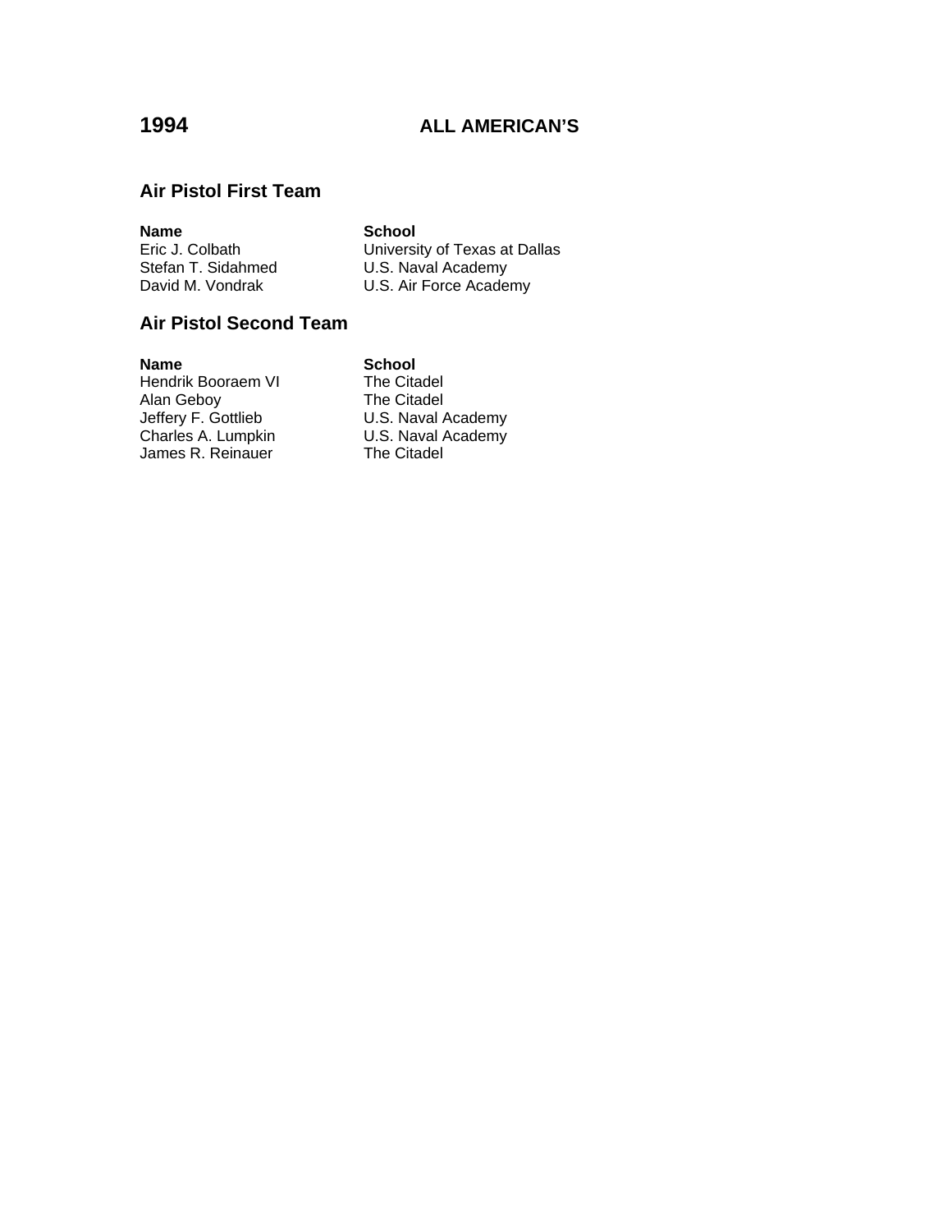# 1994 ALL AMERICAN'S

## Air Pistol First Team

| Name | School |
| --- | --- |
| Eric J. Colbath | University of Texas at Dallas |
| Stefan T. Sidahmed | U.S. Naval Academy |
| David M. Vondrak | U.S. Air Force Academy |

## Air Pistol Second Team

| Name | School |
| --- | --- |
| Hendrik Booraem VI | The Citadel |
| Alan Geboy | The Citadel |
| Jeffery F. Gottlieb | U.S. Naval Academy |
| Charles A. Lumpkin | U.S. Naval Academy |
| James R. Reinauer | The Citadel |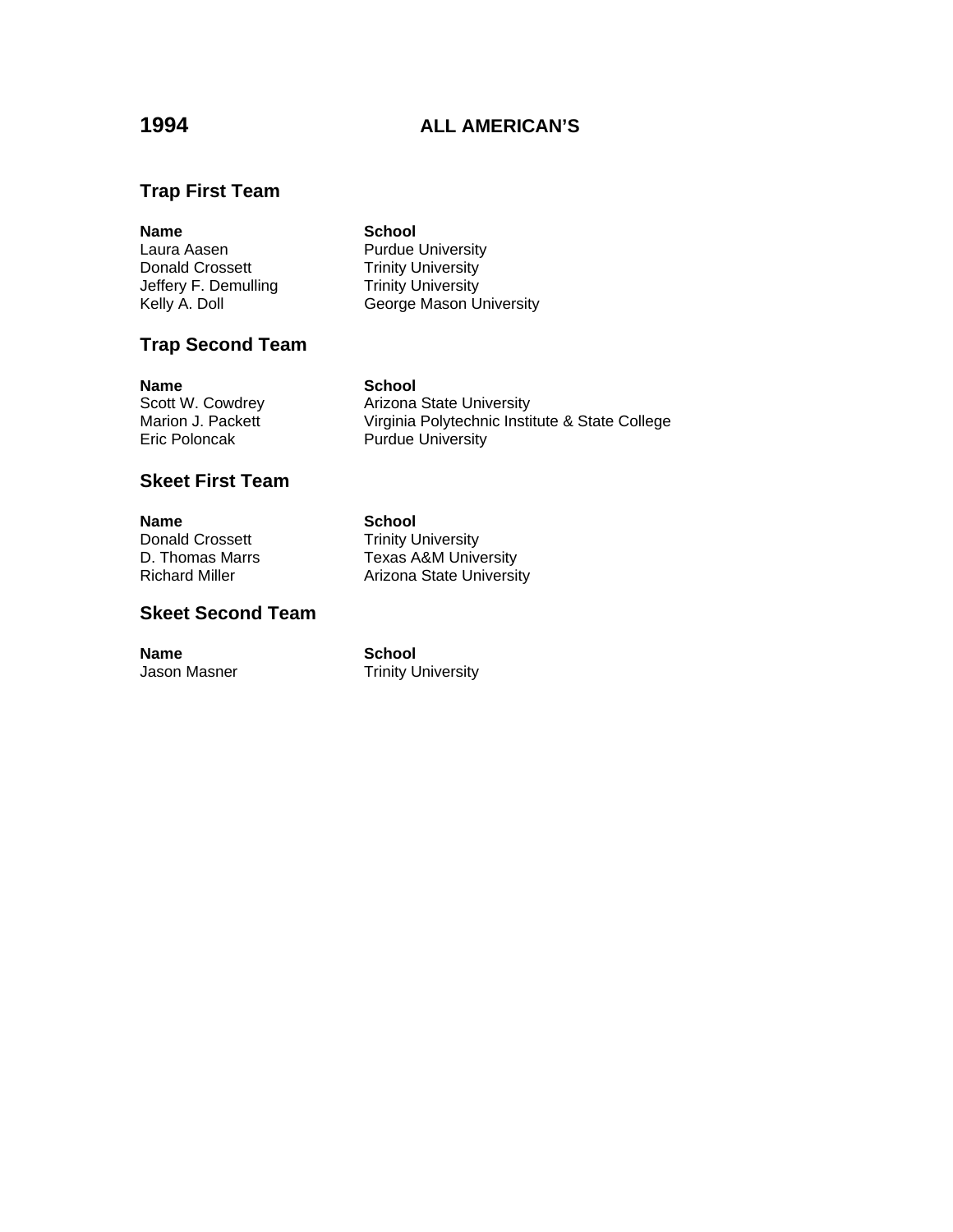# 1994 ALL AMERICAN'S

## Trap First Team

| Name | School |
|---|---|
| Laura Aasen | Purdue University |
| Donald Crossett | Trinity University |
| Jeffery F. Demulling | Trinity University |
| Kelly A. Doll | George Mason University |

## Trap Second Team

| Name | School |
|---|---|
| Scott W. Cowdrey | Arizona State University |
| Marion J. Packett | Virginia Polytechnic Institute & State College |
| Eric Poloncak | Purdue University |

## Skeet First Team

| Name | School |
|---|---|
| Donald Crossett | Trinity University |
| D. Thomas Marrs | Texas A&M University |
| Richard Miller | Arizona State University |

## Skeet Second Team

| Name | School |
|---|---|
| Jason Masner | Trinity University |